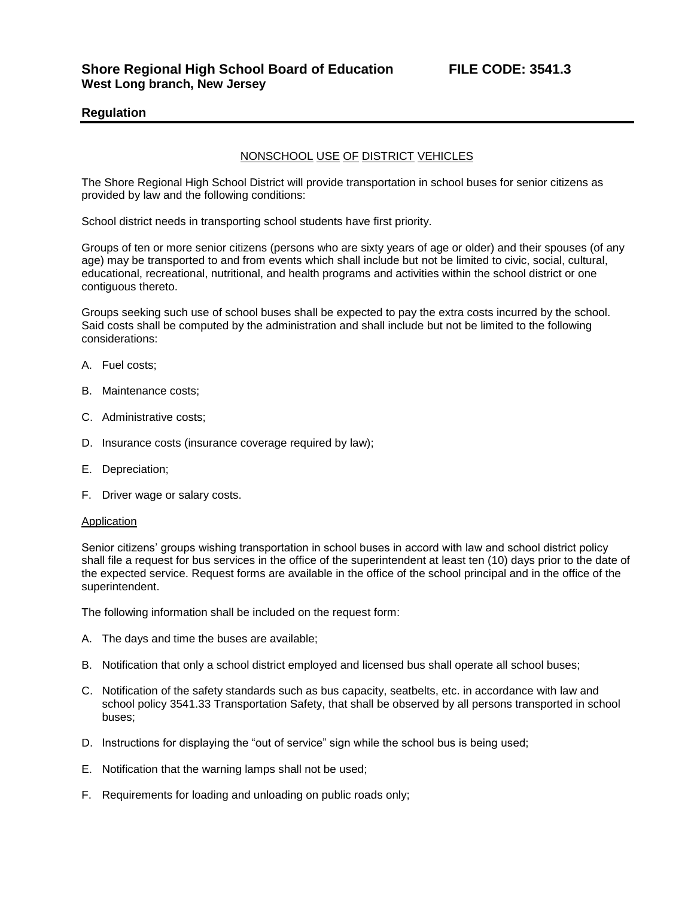# Shore Regional High School Board of Education FILE CODE: 3541.3
**West Long branch, New Jersey**

## Regulation

NONSCHOOL USE OF DISTRICT VEHICLES

The Shore Regional High School District will provide transportation in school buses for senior citizens as provided by law and the following conditions:

School district needs in transporting school students have first priority.

Groups of ten or more senior citizens (persons who are sixty years of age or older) and their spouses (of any age) may be transported to and from events which shall include but not be limited to civic, social, cultural, educational, recreational, nutritional, and health programs and activities within the school district or one contiguous thereto.

Groups seeking such use of school buses shall be expected to pay the extra costs incurred by the school. Said costs shall be computed by the administration and shall include but not be limited to the following considerations:

A. Fuel costs;

B. Maintenance costs;

C. Administrative costs;

D. Insurance costs (insurance coverage required by law);

E. Depreciation;

F. Driver wage or salary costs.

Application

Senior citizens' groups wishing transportation in school buses in accord with law and school district policy shall file a request for bus services in the office of the superintendent at least ten (10) days prior to the date of the expected service. Request forms are available in the office of the school principal and in the office of the superintendent.

The following information shall be included on the request form:

A. The days and time the buses are available;

B. Notification that only a school district employed and licensed bus shall operate all school buses;

C. Notification of the safety standards such as bus capacity, seatbelts, etc. in accordance with law and school policy 3541.33 Transportation Safety, that shall be observed by all persons transported in school buses;

D. Instructions for displaying the "out of service" sign while the school bus is being used;

E. Notification that the warning lamps shall not be used;

F. Requirements for loading and unloading on public roads only;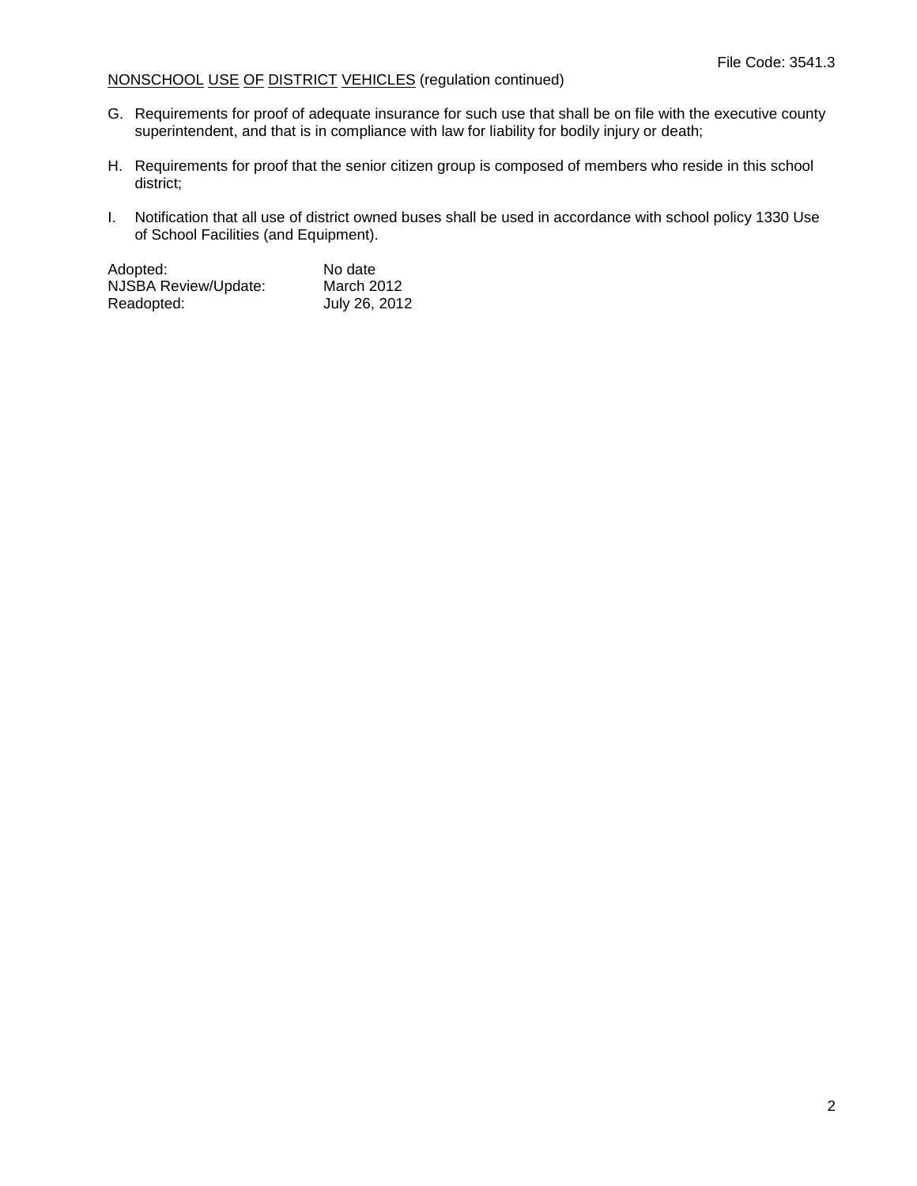G. Requirements for proof of adequate insurance for such use that shall be on file with the executive county superintendent, and that is in compliance with law for liability for bodily injury or death;

H. Requirements for proof that the senior citizen group is composed of members who reside in this school district;

I. Notification that all use of district owned buses shall be used in accordance with school policy 1330 Use of School Facilities (and Equipment).

| | |
|---|---|
| Adopted: | No date |
| NJSBA Review/Update: | March 2012 |
| Readopted: | July 26, 2012 |